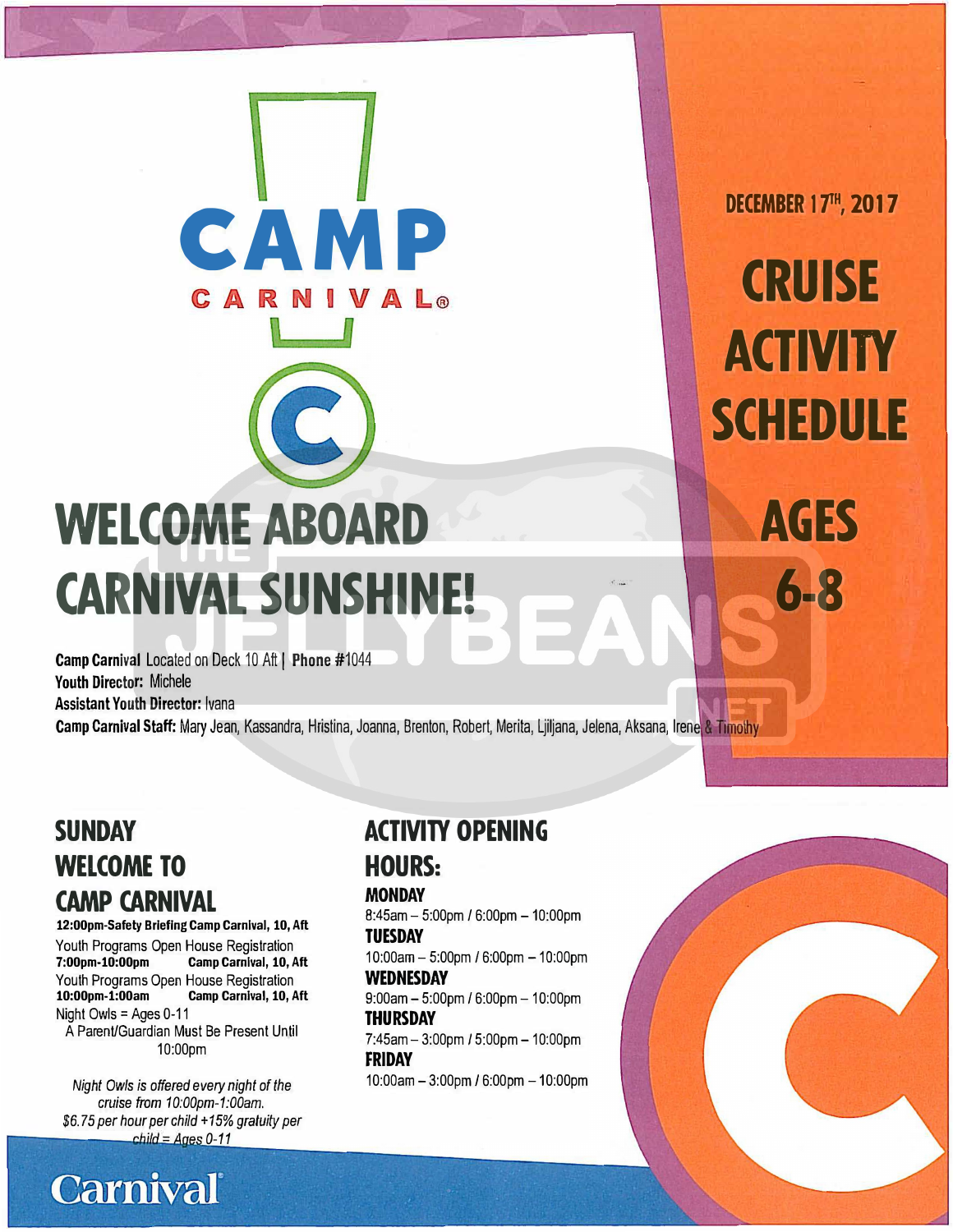# CAMP CARNIVAL®

DECEMBER 17TH, 2017

# CRUISE ACTIVITY SCHEDULE

# AGES 6-8

# WELCOME ABOARD CARNIVAL SUNSHINE!

**Camp Carnival** Located on Deck 10 Aft | **Phone #**1044
**Youth Director:** Michele
**Assistant Youth Director:** Ivana
**Camp Carnival Staff:** Mary Jean, Kassandra, Hristina, Joanna, Brenton, Robert, Merita, Ljiljana, Jelena, Aksana, Irene & Timothy

## SUNDAY WELCOME TO CAMP CARNIVAL

**12:00pm-Safety Briefing Camp Carnival, 10, Aft**

Youth Programs Open House Registration
**7:00pm-10:00pm** **Camp Carnival, 10, Aft**

Youth Programs Open House Registration
**10:00pm-1:00am** **Camp Carnival, 10, Aft**

Night Owls = Ages 0-11
A Parent/Guardian Must Be Present Until 10:00pm

*Night Owls is offered every night of the cruise from 10:00pm-1:00am. $6.75 per hour per child +15% gratuity per child = Ages 0-11*

## ACTIVITY OPENING HOURS:

**MONDAY**
8:45am – 5:00pm / 6:00pm – 10:00pm

**TUESDAY**
10:00am – 5:00pm / 6:00pm – 10:00pm

**WEDNESDAY**
9:00am – 5:00pm / 6:00pm – 10:00pm

**THURSDAY**
7:45am – 3:00pm / 5:00pm – 10:00pm

**FRIDAY**
10:00am – 3:00pm / 6:00pm – 10:00pm

Carnival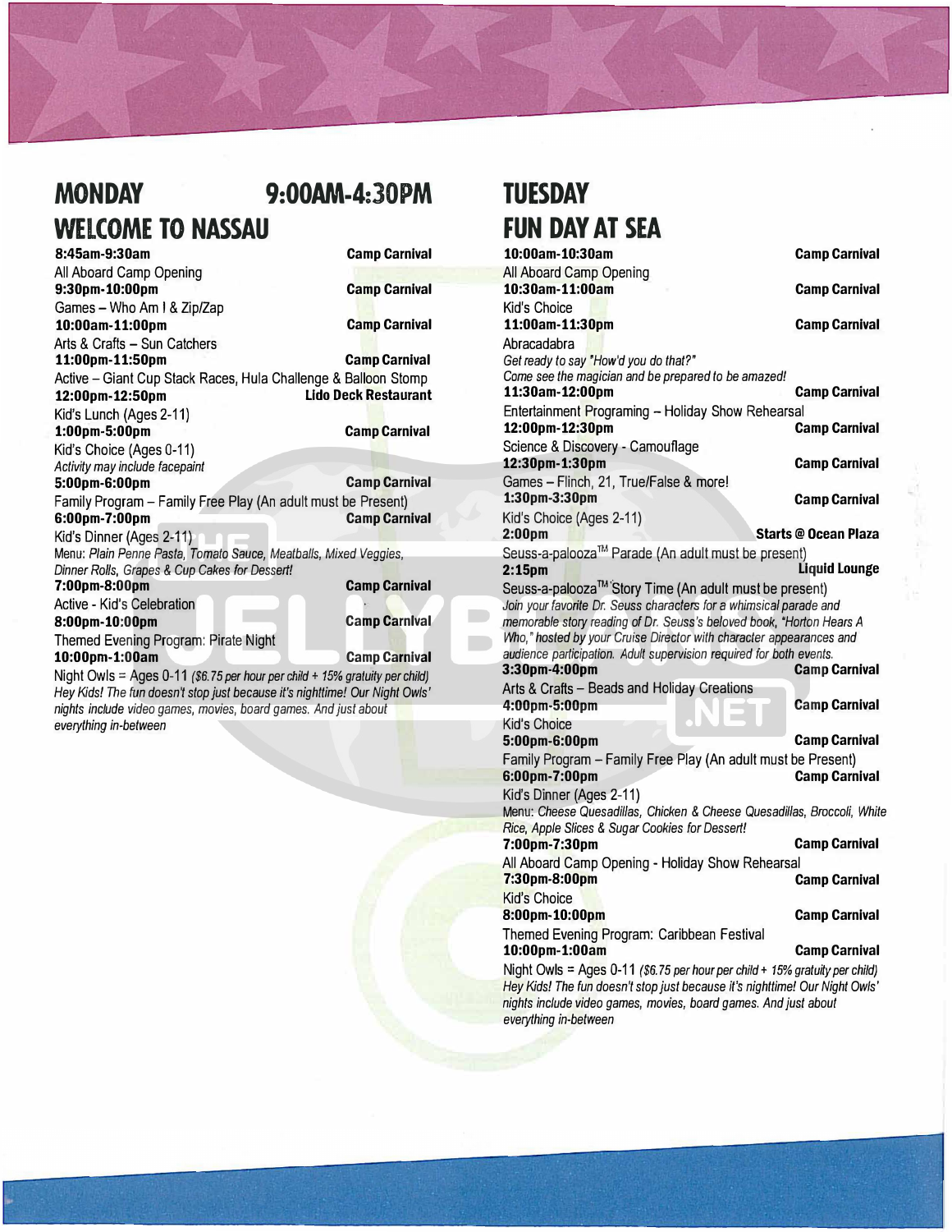## MONDAY 9:00AM-4:30PM

## WELCOME TO NASSAU

**8:45am-9:30am** **Camp Carnival**
All Aboard Camp Opening

**9:30pm-10:00pm** **Camp Carnival**
Games – Who Am I & Zip/Zap

**10:00am-11:00pm** **Camp Carnival**
Arts & Crafts – Sun Catchers

**11:00pm-11:50pm** **Camp Carnival**
Active – Giant Cup Stack Races, Hula Challenge & Balloon Stomp

**12:00pm-12:50pm** **Lido Deck Restaurant**
Kid's Lunch (Ages 2-11)

**1:00pm-5:00pm** **Camp Carnival**
Kid's Choice (Ages 0-11)
*Activity may include facepaint*

**5:00pm-6:00pm** **Camp Carnival**
Family Program – Family Free Play (An adult must be Present)

**6:00pm-7:00pm** **Camp Carnival**
Kid's Dinner (Ages 2-11)
Menu: *Plain Penne Pasta, Tomato Sauce, Meatballs, Mixed Veggies, Dinner Rolls, Grapes & Cup Cakes for Dessert!*

**7:00pm-8:00pm** **Camp Carnival**
Active - Kid's Celebration

**8:00pm-10:00pm** **Camp Carnival**
Themed Evening Program: Pirate Night

**10:00pm-1:00am** **Camp Carnival**
Night Owls = Ages 0-11 *($6.75 per hour per child + 15% gratuity per child)*
*Hey Kids! The fun doesn't stop just because it's nighttime! Our Night Owls' nights include video games, movies, board games. And just about everything in-between*

## TUESDAY

## FUN DAY AT SEA

**10:00am-10:30am** **Camp Carnival**
All Aboard Camp Opening

**10:30am-11:00am** **Camp Carnival**
Kid's Choice

**11:00am-11:30pm** **Camp Carnival**
Abracadabra
*Get ready to say "How'd you do that?" Come see the magician and be prepared to be amazed!*

**11:30am-12:00pm** **Camp Carnival**
Entertainment Programing – Holiday Show Rehearsal

**12:00pm-12:30pm** **Camp Carnival**
Science & Discovery - Camouflage

**12:30pm-1:30pm** **Camp Carnival**
Games – Flinch, 21, True/False & more!

**1:30pm-3:30pm** **Camp Carnival**
Kid's Choice (Ages 2-11)

**2:00pm** **Starts @ Ocean Plaza**
Seuss-a-palooza™ Parade (An adult must be present)

**2:15pm** **Liquid Lounge**
Seuss-a-palooza™ Story Time (An adult must be present)
*Join your favorite Dr. Seuss characters for a whimsical parade and memorable story reading of Dr. Seuss's beloved book, "Horton Hears A Who," hosted by your Cruise Director with character appearances and audience participation. Adult supervision required for both events.*

**3:30pm-4:00pm** **Camp Carnival**
Arts & Crafts – Beads and Holiday Creations

**4:00pm-5:00pm** **Camp Carnival**
Kid's Choice

**5:00pm-6:00pm** **Camp Carnival**
Family Program – Family Free Play (An adult must be Present)

**6:00pm-7:00pm** **Camp Carnival**
Kid's Dinner (Ages 2-11)
Menu: *Cheese Quesadillas, Chicken & Cheese Quesadillas, Broccoli, White Rice, Apple Slices & Sugar Cookies for Dessert!*

**7:00pm-7:30pm** **Camp Carnival**
All Aboard Camp Opening - Holiday Show Rehearsal

**7:30pm-8:00pm** **Camp Carnival**
Kid's Choice

**8:00pm-10:00pm** **Camp Carnival**
Themed Evening Program: Caribbean Festival

**10:00pm-1:00am** **Camp Carnival**
Night Owls = Ages 0-11 *($6.75 per hour per child + 15% gratuity per child)*
*Hey Kids! The fun doesn't stop just because it's nighttime! Our Night Owls' nights include video games, movies, board games. And just about everything in-between*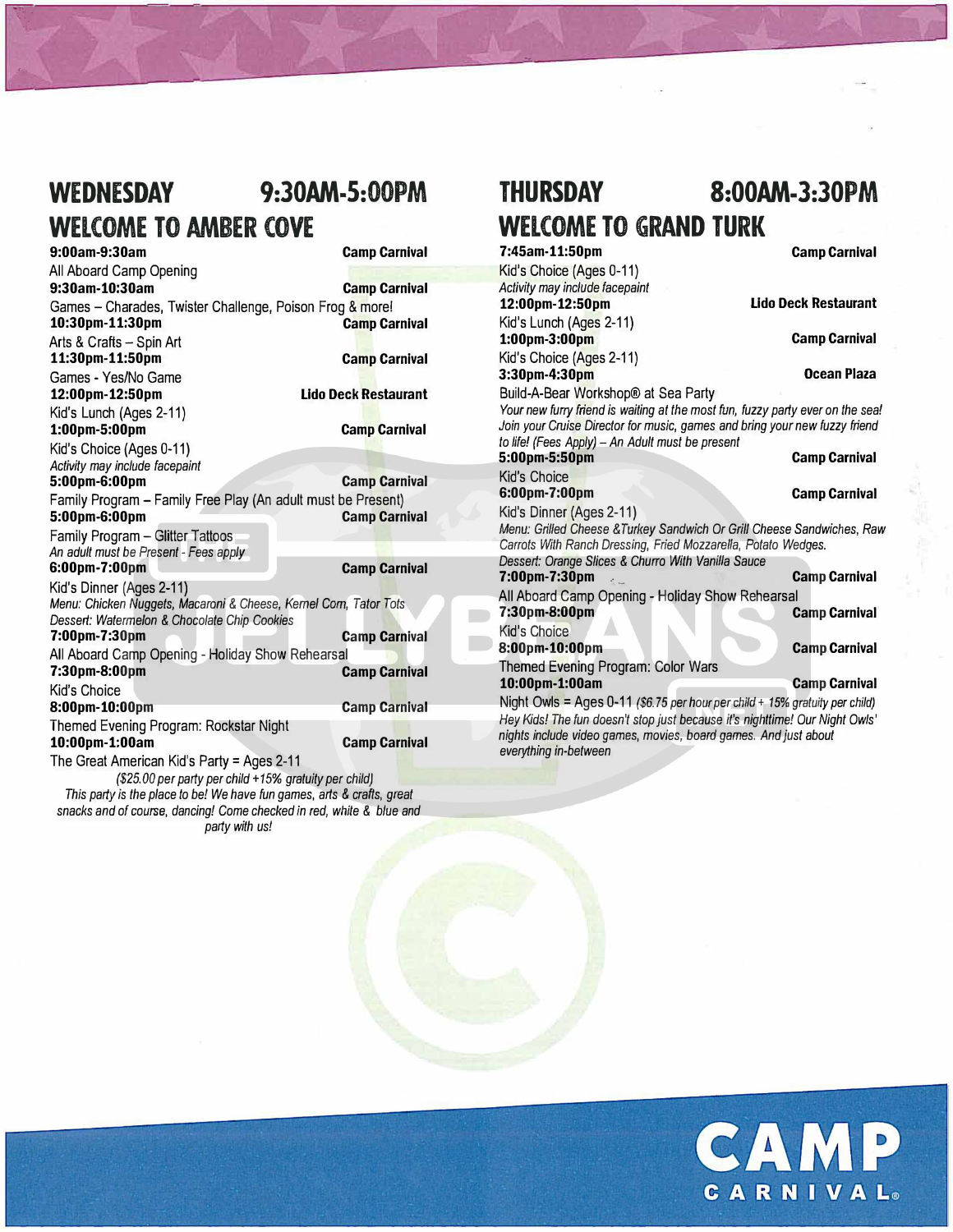## WEDNESDAY 9:30AM-5:00PM

## WELCOME TO AMBER COVE

**9:00am-9:30am** **Camp Carnival**
All Aboard Camp Opening

**9:30am-10:30am** **Camp Carnival**
Games – Charades, Twister Challenge, Poison Frog & more!

**10:30pm-11:30pm** **Camp Carnival**
Arts & Crafts – Spin Art

**11:30pm-11:50pm** **Camp Carnival**
Games - Yes/No Game

**12:00pm-12:50pm** **Lido Deck Restaurant**
Kid's Lunch (Ages 2-11)

**1:00pm-5:00pm** **Camp Carnival**
Kid's Choice (Ages 0-11)
*Activity may include facepaint*

**5:00pm-6:00pm** **Camp Carnival**
Family Program – Family Free Play (An adult must be Present)

**5:00pm-6:00pm** **Camp Carnival**
Family Program – Glitter Tattoos
*An adult must be Present - Fees apply*

**6:00pm-7:00pm** **Camp Carnival**
Kid's Dinner (Ages 2-11)
*Menu: Chicken Nuggets, Macaroni & Cheese, Kernel Corn, Tator Tots*
*Dessert: Watermelon & Chocolate Chip Cookies*

**7:00pm-7:30pm** **Camp Carnival**
All Aboard Camp Opening - Holiday Show Rehearsal

**7:30pm-8:00pm** **Camp Carnival**
Kid's Choice

**8:00pm-10:00pm** **Camp Carnival**
Themed Evening Program: Rockstar Night

**10:00pm-1:00am** **Camp Carnival**
The Great American Kid's Party = Ages 2-11
*($25.00 per party per child +15% gratuity per child)*
*This party is the place to be! We have fun games, arts & crafts, great snacks and of course, dancing! Come checked in red, white & blue and party with us!*

## THURSDAY 8:00AM-3:30PM

## WELCOME TO GRAND TURK

**7:45am-11:50pm** **Camp Carnival**
Kid's Choice (Ages 0-11)
*Activity may include facepaint*

**12:00pm-12:50pm** **Lido Deck Restaurant**
Kid's Lunch (Ages 2-11)

**1:00pm-3:00pm** **Camp Carnival**
Kid's Choice (Ages 2-11)

**3:30pm-4:30pm** **Ocean Plaza**
Build-A-Bear Workshop® at Sea Party
*Your new furry friend is waiting at the most fun, fuzzy party ever on the sea! Join your Cruise Director for music, games and bring your new fuzzy friend to life! (Fees Apply) – An Adult must be present*

**5:00pm-5:50pm** **Camp Carnival**
Kid's Choice

**6:00pm-7:00pm** **Camp Carnival**
Kid's Dinner (Ages 2-11)
*Menu: Grilled Cheese &Turkey Sandwich Or Grill Cheese Sandwiches, Raw Carrots With Ranch Dressing, Fried Mozzarella, Potato Wedges.*
*Dessert: Orange Slices & Churro With Vanilla Sauce*

**7:00pm-7:30pm** **Camp Carnival**
All Aboard Camp Opening - Holiday Show Rehearsal

**7:30pm-8:00pm** **Camp Carnival**
Kid's Choice

**8:00pm-10:00pm** **Camp Carnival**
Themed Evening Program: Color Wars

**10:00pm-1:00am** **Camp Carnival**
Night Owls = Ages 0-11 *($6.75 per hour per child + 15% gratuity per child)*
*Hey Kids! The fun doesn't stop just because it's nighttime! Our Night Owls' nights include video games, movies, board games. And just about everything in-between*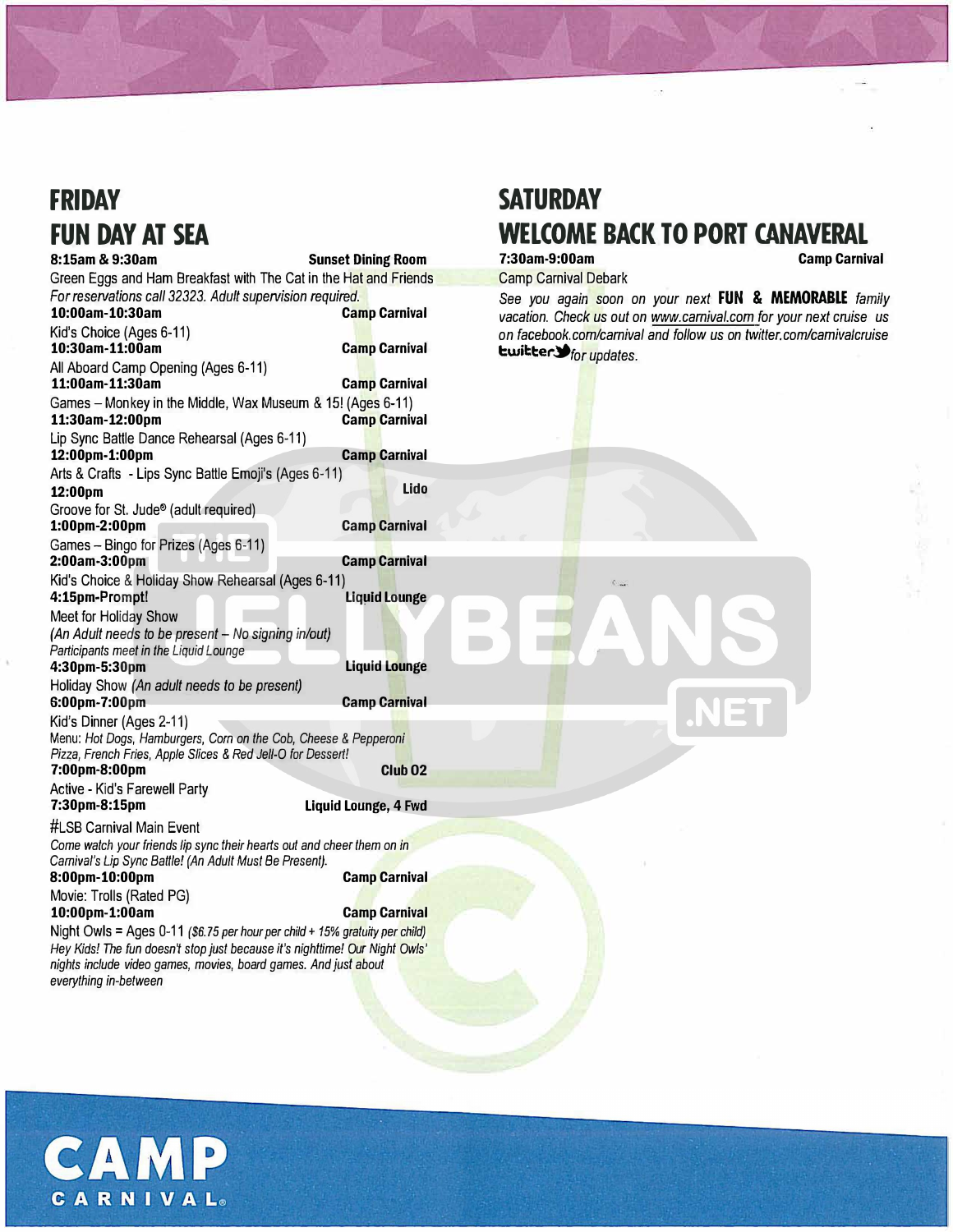## FRIDAY
## FUN DAY AT SEA

**8:15am & 9:30am** — **Sunset Dining Room**
Green Eggs and Ham Breakfast with The Cat in the Hat and Friends
*For reservations call 32323. Adult supervision required.*

**10:00am-10:30am** — **Camp Carnival**
Kid's Choice (Ages 6-11)

**10:30am-11:00am** — **Camp Carnival**
All Aboard Camp Opening (Ages 6-11)

**11:00am-11:30am** — **Camp Carnival**
Games – Monkey in the Middle, Wax Museum & 15! (Ages 6-11)

**11:30am-12:00pm** — **Camp Carnival**
Lip Sync Battle Dance Rehearsal (Ages 6-11)

**12:00pm-1:00pm** — **Camp Carnival**
Arts & Crafts - Lips Sync Battle Emoji's (Ages 6-11)

**12:00pm** — **Lido**
Groove for St. Jude® (adult required)

**1:00pm-2:00pm** — **Camp Carnival**
Games – Bingo for Prizes (Ages 6-11)

**2:00am-3:00pm** — **Camp Carnival**
Kid's Choice & Holiday Show Rehearsal (Ages 6-11)

**4:15pm-Prompt!** — **Liquid Lounge**
Meet for Holiday Show
*(An Adult needs to be present – No signing in/out)*
*Participants meet in the Liquid Lounge*

**4:30pm-5:30pm** — **Liquid Lounge**
Holiday Show *(An adult needs to be present)*

**6:00pm-7:00pm** — **Camp Carnival**
Kid's Dinner (Ages 2-11)
Menu: *Hot Dogs, Hamburgers, Corn on the Cob, Cheese & Pepperoni Pizza, French Fries, Apple Slices & Red Jell-O for Dessert!*

**7:00pm-8:00pm** — **Club 02**
Active - Kid's Farewell Party

**7:30pm-8:15pm** — **Liquid Lounge, 4 Fwd**
#LSB Carnival Main Event
*Come watch your friends lip sync their hearts out and cheer them on in Carnival's Lip Sync Battle! (An Adult Must Be Present).*

**8:00pm-10:00pm** — **Camp Carnival**
Movie: Trolls (Rated PG)

**10:00pm-1:00am** — **Camp Carnival**
Night Owls = Ages 0-11 *($6.75 per hour per child + 15% gratuity per child)*
*Hey Kids! The fun doesn't stop just because it's nighttime! Our Night Owls' nights include video games, movies, board games. And just about everything in-between*

## SATURDAY
## WELCOME BACK TO PORT CANAVERAL

**7:30am-9:00am** — **Camp Carnival**
Camp Carnival Debark

*See you again soon on your next* **FUN & MEMORABLE** *family vacation. Check us out on www.carnival.com for your next cruise us on facebook.com/carnival and follow us on twitter.com/carnivalcruise twitter for updates.*

CAMP CARNIVAL